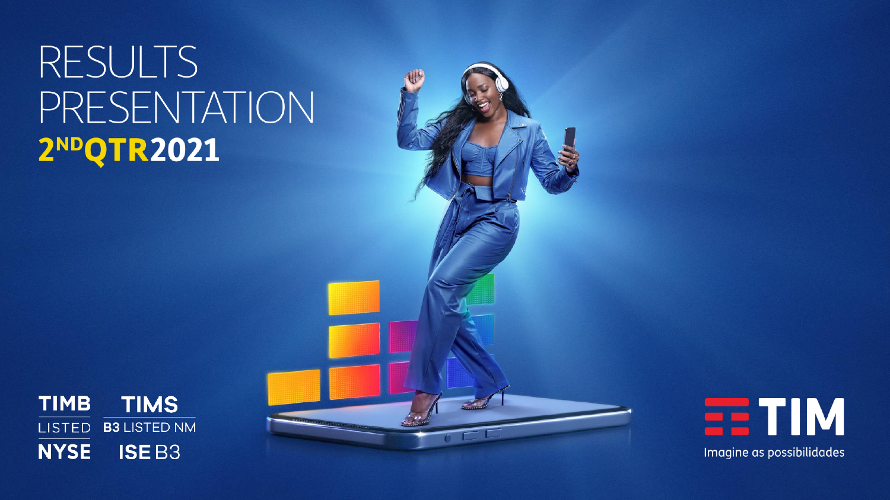# RESULTS PRESENTATION

## 2ND QTR 2021

TIMB LISTED NYSE

TIMS B3 LISTED NM

ISE B3

TIM

Imagine as possibilidades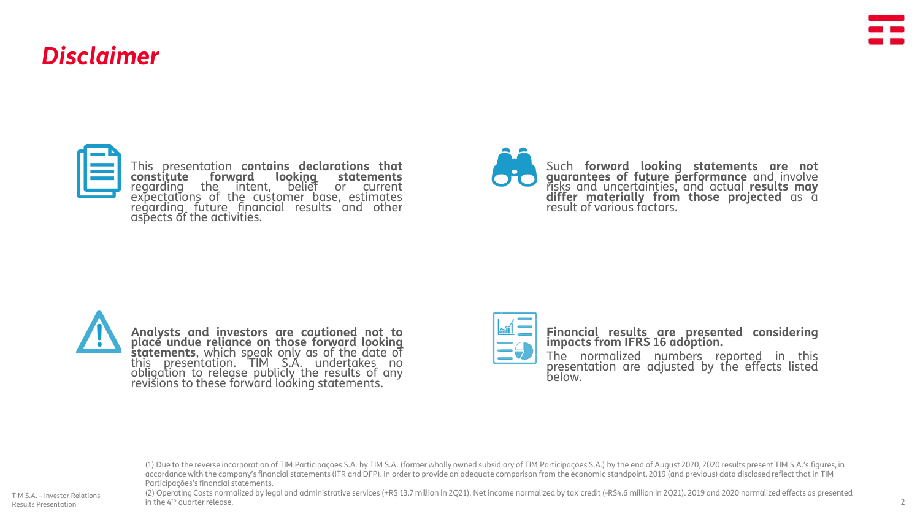# *Disclaimer*

This presentation **contains declarations that constitute forward looking statements** regarding the intent, belief or current expectations of the customer base, estimates regarding future financial results and other aspects of the activities.

Such **forward looking statements are not guarantees of future performance** and involve risks and uncertainties, and actual **results may differ materially from those projected** as a result of various factors.

**Analysts and investors are cautioned not to place undue reliance on those forward looking statements**, which speak only as of the date of this presentation. TIM S.A. undertakes no obligation to release publicly the results of any revisions to these forward looking statements.

**Financial results are presented considering impacts from IFRS 16 adoption.**

The normalized numbers reported in this presentation are adjusted by the effects listed below.

(1) Due to the reverse incorporation of TIM Participações S.A. by TIM S.A. (former wholly owned subsidiary of TIM Participações S.A.) by the end of August 2020, 2020 results present TIM S.A.'s figures, in accordance with the company's financial statements (ITR and DFP). In order to provide an adequate comparison from the economic standpoint, 2019 (and previous) data disclosed reflect that in TIM Participações's financial statements.

(2) Operating Costs normalized by legal and administrative services (+R$ 13.7 million in 2Q21). Net income normalized by tax credit (-R$4.6 million in 2Q21). 2019 and 2020 normalized effects as presented in the 4th quarter release.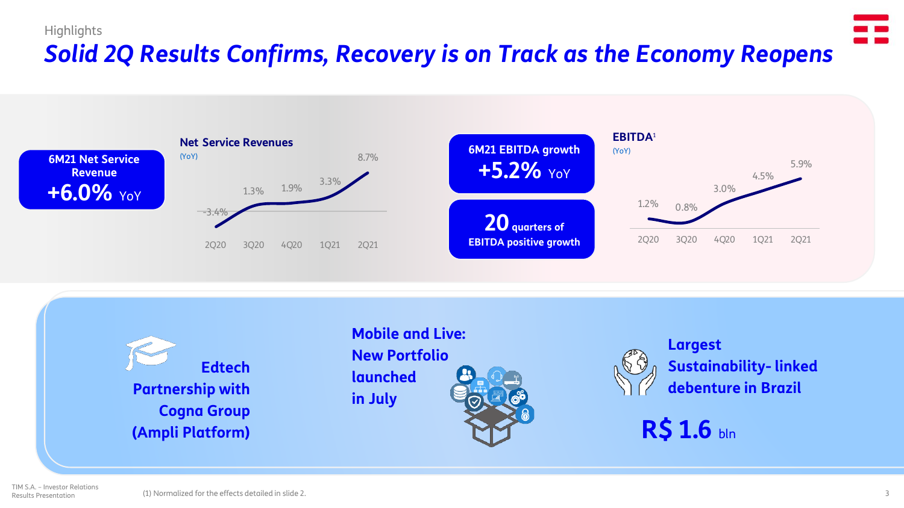Highlights

# *Solid 2Q Results Confirms, Recovery is on Track as the Economy Reopens*

**6M21 Net Service Revenue**
**+6.0% YoY**

**Net Service Revenues**
(YoY)

| 2Q20 | 3Q20 | 4Q20 | 1Q21 | 2Q21 |
|---|---|---|---|---|
| -3.4% | 1.3% | 1.9% | 3.3% | 8.7% |

**6M21 EBITDA growth**
**+5.2% YoY**

**20 quarters of EBITDA positive growth**

**EBITDA**[1]
(YoY)

| 2Q20 | 3Q20 | 4Q20 | 1Q21 | 2Q21 |
|---|---|---|---|---|
| 1.2% | 0.8% | 3.0% | 4.5% | 5.9% |

**Edtech Partnership with Cogna Group (Ampli Platform)**

**Mobile and Live: New Portfolio launched in July**

**Largest Sustainability- linked debenture in Brazil**

**R$ 1.6 bln**

(1) Normalized for the effects detailed in slide 2.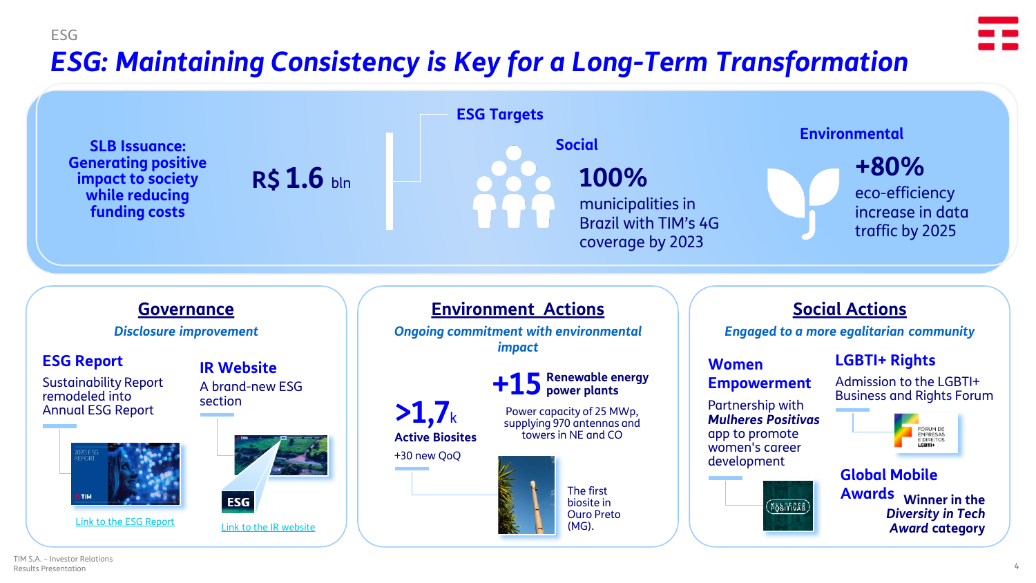ESG

# ESG: Maintaining Consistency is Key for a Long-Term Transformation

**SLB Issuance: Generating positive impact to society while reducing funding costs**

**R$ 1.6 bln**

## ESG Targets

### Social

**100%**

municipalities in Brazil with TIM's 4G coverage by 2023

### Environmental

**+80%**

eco-efficiency increase in data traffic by 2025

## Governance

*Disclosure improvement*

### ESG Report

Sustainability Report remodeled into Annual ESG Report

Link to the ESG Report

### IR Website

A brand-new ESG section

Link to the IR website

## Environment Actions

*Ongoing commitment with environmental impact*

**>1,7k Active Biosites**

+30 new QoQ

**+15 Renewable energy power plants**

Power capacity of 25 MWp, supplying 970 antennas and towers in NE and CO

The first biosite in Ouro Preto (MG).

## Social Actions

*Engaged to a more egalitarian community*

### Women Empowerment

Partnership with ***Mulheres Positivas*** app to promote women's career development

### LGBTI+ Rights

Admission to the LGBTI+ Business and Rights Forum

### Global Mobile Awards

***Winner in the Diversity in Tech Award category***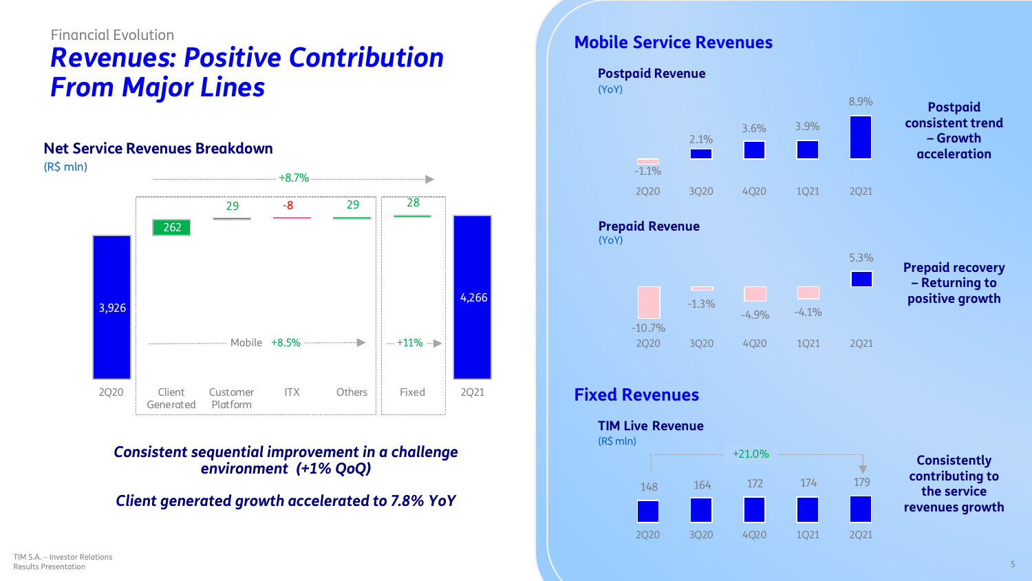Financial Evolution

# *Revenues: Positive Contribution From Major Lines*

## Net Service Revenues Breakdown

(R$ mln)

| | 2Q20 | Client Generated | Customer Platform | ITX | Others | Fixed | 2Q21 |
|---|---|---|---|---|---|---|---|
| Value | 3,926 | 262 | 29 | -8 | 29 | 28 | 4,266 |

Total: +8.7% — Mobile +8.5% — Fixed +11%

***Consistent sequential improvement in a challenge environment (+1% QoQ)***

***Client generated growth accelerated to 7.8% YoY***

## Mobile Service Revenues

### Postpaid Revenue

(YoY)

| 2Q20 | 3Q20 | 4Q20 | 1Q21 | 2Q21 |
|---|---|---|---|---|
| -1.1% | 2.1% | 3.6% | 3.9% | 8.9% |

**Postpaid consistent trend – Growth acceleration**

### Prepaid Revenue

(YoY)

| 2Q20 | 3Q20 | 4Q20 | 1Q21 | 2Q21 |
|---|---|---|---|---|
| -10.7% | -1.3% | -4.9% | -4.1% | 5.3% |

**Prepaid recovery – Returning to positive growth**

## Fixed Revenues

### TIM Live Revenue

(R$ mln)

| 2Q20 | 3Q20 | 4Q20 | 1Q21 | 2Q21 |
|---|---|---|---|---|
| 148 | 164 | 172 | 174 | 179 |

+21.0%

**Consistently contributing to the service revenues growth**

TIM S.A. – Investor Relations
Results Presentation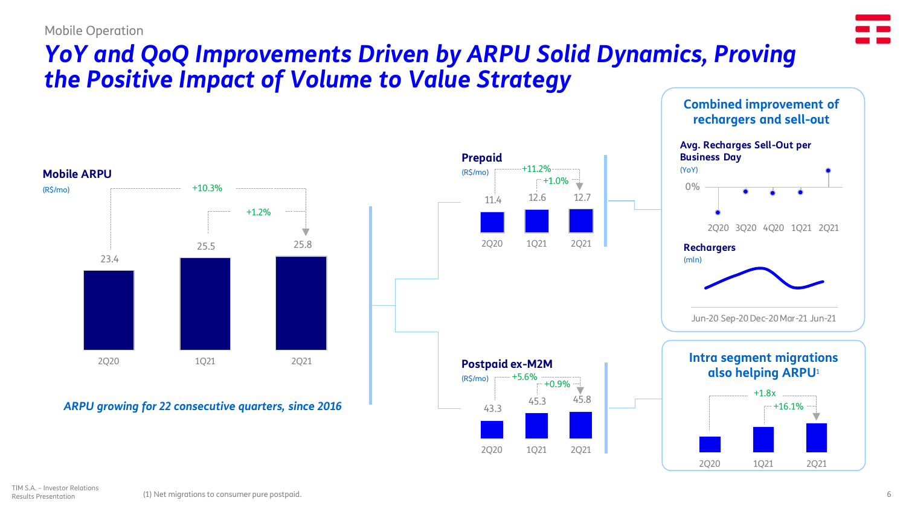Mobile Operation

# YoY and QoQ Improvements Driven by ARPU Solid Dynamics, Proving the Positive Impact of Volume to Value Strategy

## Mobile ARPU

(R$/mo)

| 2Q20 | 1Q21 | 2Q21 |
|---|---|---|
| 23.4 | 25.5 | 25.8 |

+10.3% (YoY), +1.2% (QoQ)

*ARPU growing for 22 consecutive quarters, since 2016*

## Prepaid

(R$/mo)

| 2Q20 | 1Q21 | 2Q21 |
|---|---|---|
| 11.4 | 12.6 | 12.7 |

+11.2% (YoY), +1.0% (QoQ)

## Postpaid ex-M2M

(R$/mo)

| 2Q20 | 1Q21 | 2Q21 |
|---|---|---|
| 43.3 | 45.3 | 45.8 |

+5.6% (YoY), +0.9% (QoQ)

## Combined improvement of rechargers and sell-out

**Avg. Recharges Sell-Out per Business Day**

(YoY)

0%

2Q20 3Q20 4Q20 1Q21 2Q21

**Rechargers**

(mln)

Jun-20 Sep-20 Dec-20 Mar-21 Jun-21

## Intra segment migrations also helping ARPU[1]

2Q20 1Q21 2Q21

+1.8x, +16.1%

(1) Net migrations to consumer pure postpaid.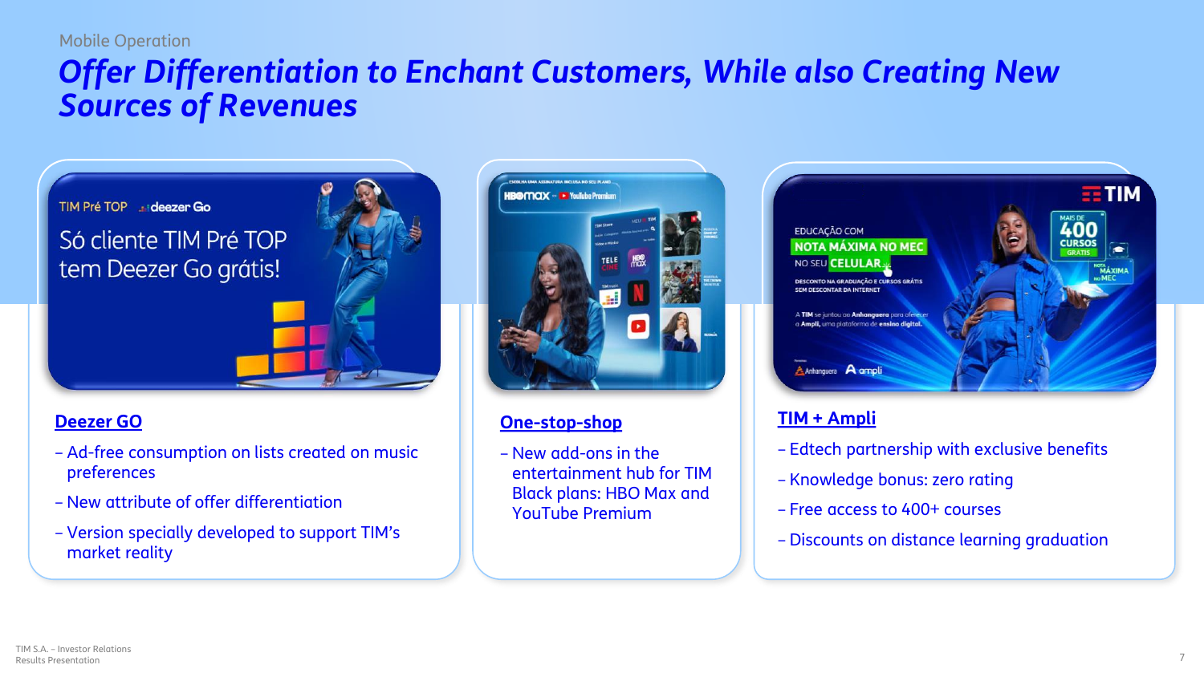Mobile Operation

# Offer Differentiation to Enchant Customers, While also Creating New Sources of Revenues

## Deezer GO

- Ad-free consumption on lists created on music preferences
- New attribute of offer differentiation
- Version specially developed to support TIM's market reality

## One-stop-shop

- New add-ons in the entertainment hub for TIM Black plans: HBO Max and YouTube Premium

## TIM + Ampli

- Edtech partnership with exclusive benefits
- Knowledge bonus: zero rating
- Free access to 400+ courses
- Discounts on distance learning graduation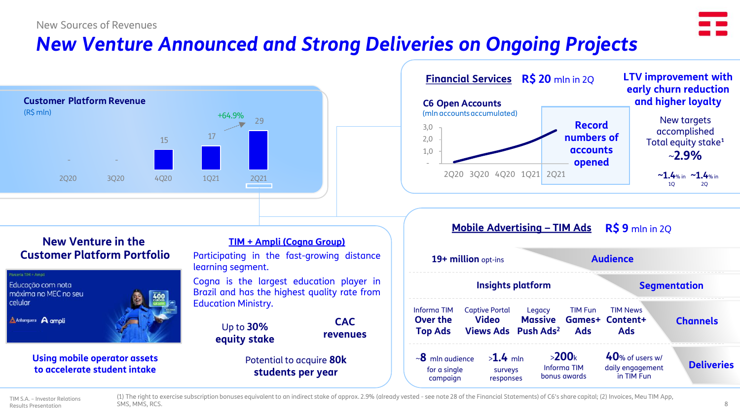New Sources of Revenues

# New Venture Announced and Strong Deliveries on Ongoing Projects

## Customer Platform Revenue

(R$ mln)

| 2Q20 | 3Q20 | 4Q20 | 1Q21 | 2Q21 |
|---|---|---|---|---|
| - | - | 15 | 17 | 29 |

+64.9%

## Financial Services R$ 20 mln in 2Q

**C6 Open Accounts**
(mln accounts accumulated)

Chart axis: 3,0 / 2,0 / 1,0 / - ; periods 2Q20, 3Q20, 4Q20, 1Q21, 2Q21

**Record numbers of accounts opened**

**LTV improvement with early churn reduction and higher loyalty**

New targets accomplished
Total equity stake[1]
~**2.9%**

~**1.4**% in 1Q ~**1.4**% in 2Q

## New Venture in the Customer Platform Portfolio

Parceria TIM + Ampli
Educação com nota máxima no MEC no seu celular
Anhanguera ampli

**Using mobile operator assets to accelerate student intake**

### TIM + Ampli (Cogna Group)

Participating in the fast-growing distance learning segment.

Cogna is the largest education player in Brazil and has the highest quality rate from Education Ministry.

Up to **30%** **equity stake**

**CAC revenues**

Potential to acquire **80k** **students per year**

## Mobile Advertising – TIM Ads R$ 9 mln in 2Q

**Audience**: **19+ million** opt-ins

**Segmentation**: **Insights platform**

**Channels**:
- Informa TIM **Over the Top Ads**
- Captive Portal **Video Views Ads**
- Legacy **Massive Push Ads**[2]
- TIM Fun **Games+ Ads**
- TIM News **Content+ Ads**

**Deliveries**:
- ~**8** mln audience for a single campaign
- >**1.4** mln surveys responses
- >**200**k Informa TIM bonus awards
- **40**% of users w/ daily engagement in TIM Fun

(1) The right to exercise subscription bonuses equivalent to an indirect stake of approx. 2.9% (already vested - see note 28 of the Financial Statements) of C6's share capital; (2) Invoices, Meu TIM App, SMS, MMS, RCS.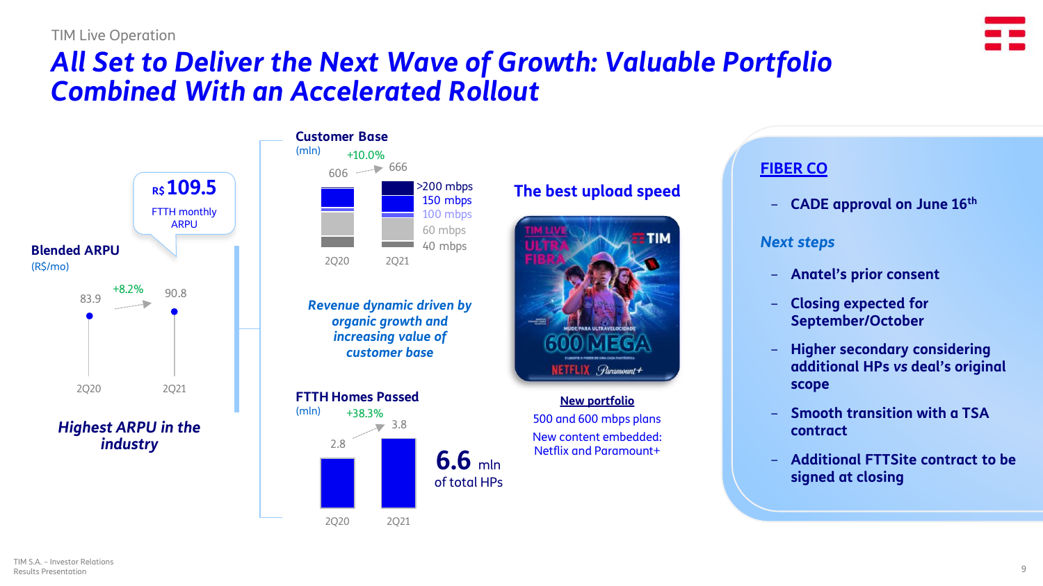TIM Live Operation

# All Set to Deliver the Next Wave of Growth: Valuable Portfolio Combined With an Accelerated Rollout

**R$ 109.5**
FTTH monthly ARPU

**Blended ARPU**
(R$/mo)

| | 2Q20 | 2Q21 |
|---|---|---|
| Blended ARPU | 83.9 | 90.8 |

+8.2%

***Highest ARPU in the industry***

**Customer Base**
(mln)

| | 2Q20 | 2Q21 |
|---|---|---|
| Customer Base | 606 | 666 |

+10.0%

Legend: >200 mbps, 150 mbps, 100 mbps, 60 mbps, 40 mbps

***Revenue dynamic driven by organic growth and increasing value of customer base***

**FTTH Homes Passed**
(mln)

| | 2Q20 | 2Q21 |
|---|---|---|
| FTTH Homes Passed | 2.8 | 3.8 |

+38.3%

**6.6** mln of total HPs

**The best upload speed**

TIM LIVE ULTRA FIBRA — 600 MEGA — NETFLIX, Paramount+

**New portfolio**
500 and 600 mbps plans
New content embedded: Netflix and Paramount+

## FIBER CO

- **CADE approval on June 16th**

***Next steps***

- **Anatel's prior consent**
- **Closing expected for September/October**
- **Higher secondary considering additional HPs *vs* deal's original scope**
- **Smooth transition with a TSA contract**
- **Additional FTTSite contract to be signed at closing**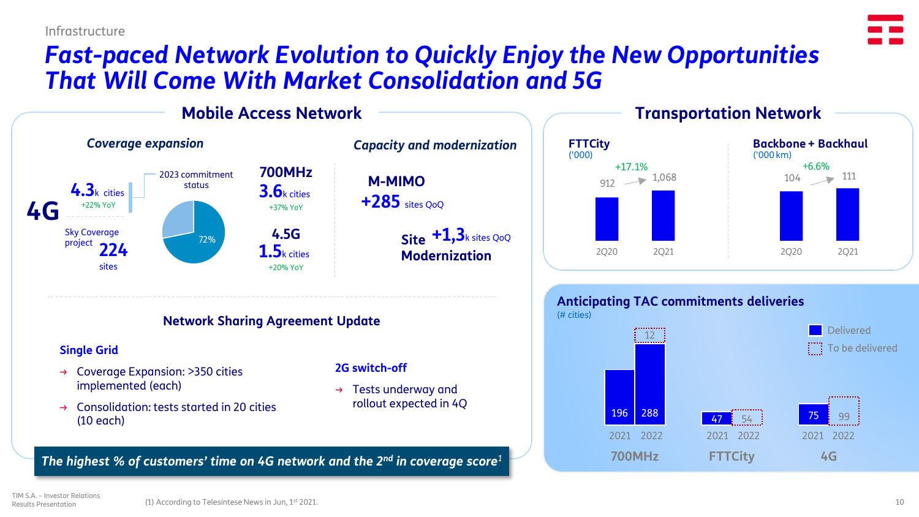Infrastructure

# *Fast-paced Network Evolution to Quickly Enjoy the New Opportunities That Will Come With Market Consolidation and 5G*

## Mobile Access Network

### *Coverage expansion*

**4G**

**4.3**k cities
+22% YoY

Sky Coverage project **224** sites

2023 commitment status: 72%

**700MHz**
**3.6**k cities
+37% YoY

**4.5G**
**1.5**k cities
+20% YoY

### *Capacity and modernization*

**M-MIMO**
**+285** sites QoQ

**Site Modernization** **+1,3**k sites QoQ

### Network Sharing Agreement Update

**Single Grid**

- Coverage Expansion: >350 cities implemented (each)
- Consolidation: tests started in 20 cities (10 each)

**2G switch-off**

- Tests underway and rollout expected in 4Q

***The highest % of customers' time on 4G network and the 2nd in coverage score[1]***

## Transportation Network

**FTTCity** ('000)

| | 2Q20 | 2Q21 |
|---|---|---|
| FTTCity | 912 | 1,068 |

+17.1%

**Backbone + Backhaul** ('000 km)

| | 2Q20 | 2Q21 |
|---|---|---|
| Backbone + Backhaul | 104 | 111 |

+6.6%

## Anticipating TAC commitments deliveries

(# cities)

| | 2021 Delivered | 2022 Delivered | 2022 To be delivered |
|---|---|---|---|
| 700MHz | 196 | 288 | 12 |
| FTTCity | 47 | | 54 |
| 4G | 75 | | 99 |

(1) According to Telesintese News in Jun, 1st 2021.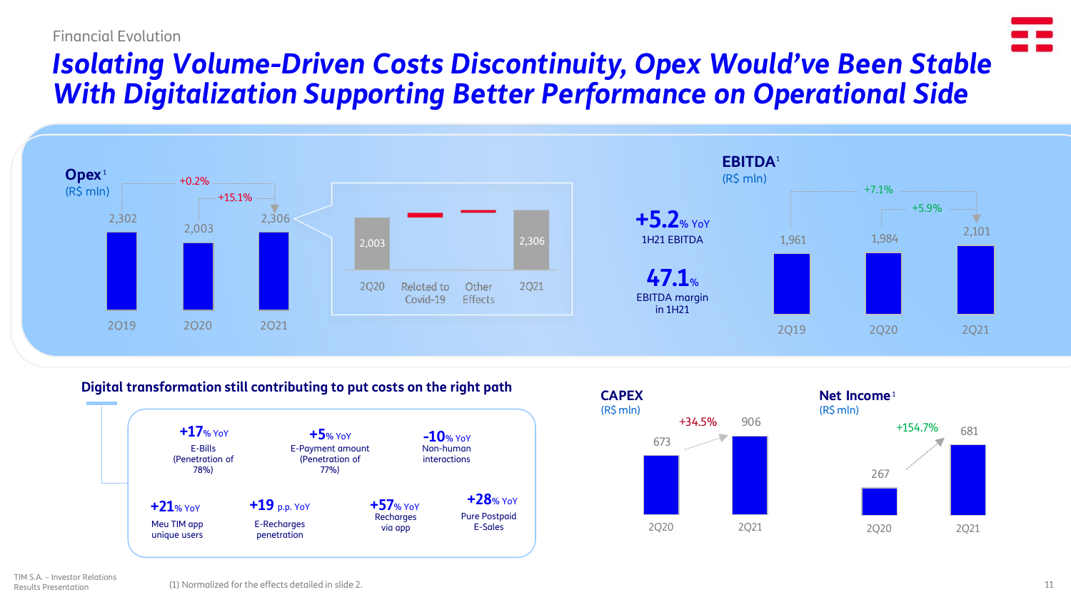Financial Evolution

# Isolating Volume-Driven Costs Discontinuity, Opex Would've Been Stable With Digitalization Supporting Better Performance on Operational Side

## Opex[1]
(R$ mln)

| | 2Q19 | 2Q20 | 2Q21 |
|---|---|---|---|
| Opex | 2,302 | 2,003 | 2,306 |

+0.2% (2Q19 vs 2Q21); +15.1% (2Q20 vs 2Q21)

| 2Q20 | Related to Covid-19 | Other Effects | 2Q21 |
|---|---|---|---|
| 2,003 | | | 2,306 |

## EBITDA[1]
(R$ mln)

**+5.2% YoY** 1H21 EBITDA

**47.1%** EBITDA margin in 1H21

| | 2Q19 | 2Q20 | 2Q21 |
|---|---|---|---|
| EBITDA | 1,961 | 1,984 | 2,101 |

+7.1% (2Q19 vs 2Q21); +5.9% (2Q20 vs 2Q21)

## Digital transformation still contributing to put costs on the right path

- **+17% YoY** E-Bills (Penetration of 78%)
- **+5% YoY** E-Payment amount (Penetration of 77%)
- **-10% YoY** Non-human interactions
- **+21% YoY** Meu TIM app unique users
- **+19 p.p. YoY** E-Recharges penetration
- **+57% YoY** Recharges via app
- **+28% YoY** Pure Postpaid E-Sales

## CAPEX
(R$ mln)

| 2Q20 | 2Q21 |
|---|---|
| 673 | 906 |

+34.5%

## Net Income[1]
(R$ mln)

| 2Q20 | 2Q21 |
|---|---|
| 267 | 681 |

+154.7%

(1) Normalized for the effects detailed in slide 2.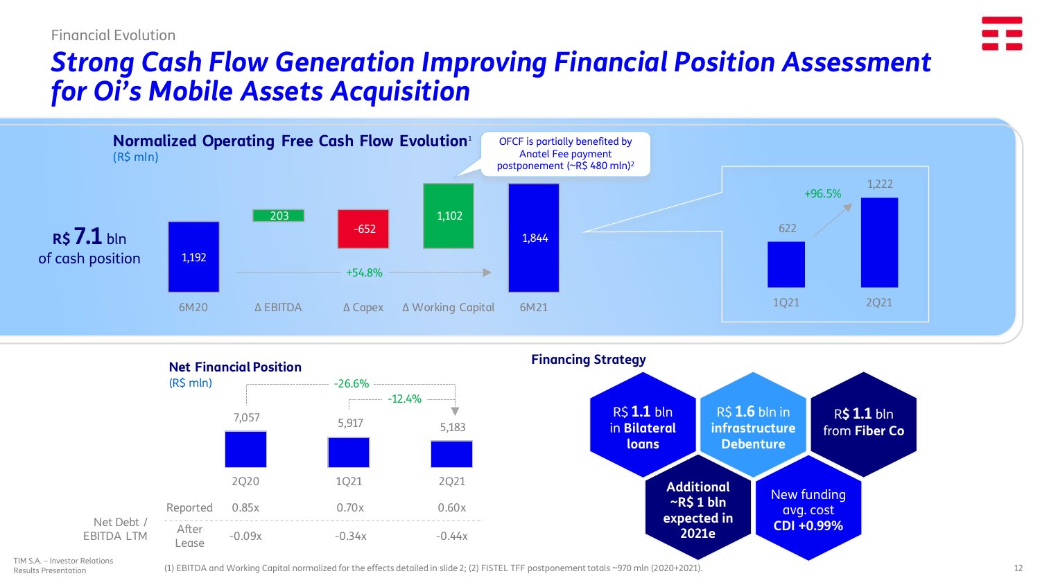Financial Evolution

# Strong Cash Flow Generation Improving Financial Position Assessment for Oi's Mobile Assets Acquisition

## Normalized Operating Free Cash Flow Evolution[1]

(R$ mln)

**R$ 7.1 bln** of cash position

OFCF is partially benefited by Anatel Fee payment postponement (~R$ 480 mln)[2]

| 6M20 | Δ EBITDA | Δ Capex | Δ Working Capital | 6M21 |
|---|---|---|---|---|
| 1,192 | 203 | -652 | 1,102 | 1,844 |

+54.8% (6M20 → 6M21)

| 1Q21 | 2Q21 |
|---|---|
| 622 | 1,222 |

+96.5%

## Net Financial Position

(R$ mln)

| | | 2Q20 | 1Q21 | 2Q21 |
|---|---|---|---|---|
| | | 7,057 | 5,917 | 5,183 |
| Net Debt / EBITDA LTM | Reported | 0.85x | 0.70x | 0.60x |
| | After Lease | -0.09x | -0.34x | -0.44x |

-26.6% (2Q20 → 2Q21); -12.4% (1Q21 → 2Q21)

## Financing Strategy

- R$ **1.1** bln **in Bilateral loans**
- R$ **1.6** bln in **infrastructure Debenture**
- R$ **1.1** bln from **Fiber Co**
- **Additional ~R$ 1 bln expected in 2021e**
- New funding avg. cost **CDI +0.99%**

TIM S.A. – Investor Relations
Results Presentation

(1) EBITDA and Working Capital normalized for the effects detailed in slide 2; (2) FISTEL TFF postponement totals ~970 mln (2020+2021).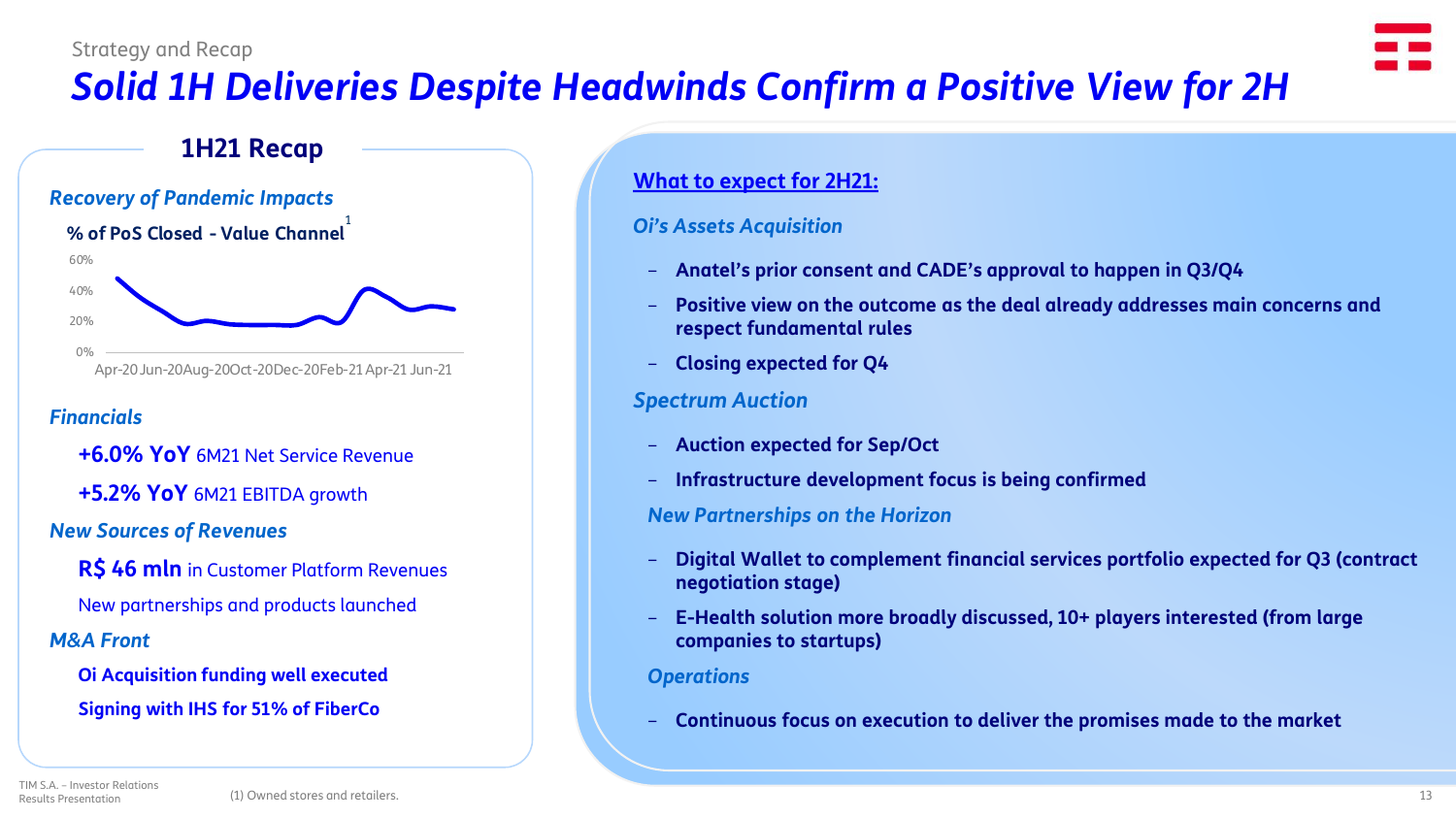Strategy and Recap

# *Solid 1H Deliveries Despite Headwinds Confirm a Positive View for 2H*

## 1H21 Recap

### *Recovery of Pandemic Impacts*

**% of PoS Closed - Value Channel**[1]

60%
40%
20%
0%
Apr-20 Jun-20 Aug-20 Oct-20 Dec-20 Feb-21 Apr-21 Jun-21

### *Financials*

**+6.0% YoY** 6M21 Net Service Revenue

**+5.2% YoY** 6M21 EBITDA growth

### *New Sources of Revenues*

**R$ 46 mln** in Customer Platform Revenues

New partnerships and products launched

### *M&A Front*

**Oi Acquisition funding well executed**

**Signing with IHS for 51% of FiberCo**

## What to expect for 2H21:

### *Oi's Assets Acquisition*

- **Anatel's prior consent and CADE's approval to happen in Q3/Q4**
- **Positive view on the outcome as the deal already addresses main concerns and respect fundamental rules**
- **Closing expected for Q4**

### *Spectrum Auction*

- **Auction expected for Sep/Oct**
- **Infrastructure development focus is being confirmed**

### *New Partnerships on the Horizon*

- **Digital Wallet to complement financial services portfolio expected for Q3 (contract negotiation stage)**
- **E-Health solution more broadly discussed, 10+ players interested (from large companies to startups)**

### *Operations*

- **Continuous focus on execution to deliver the promises made to the market**

(1) Owned stores and retailers.